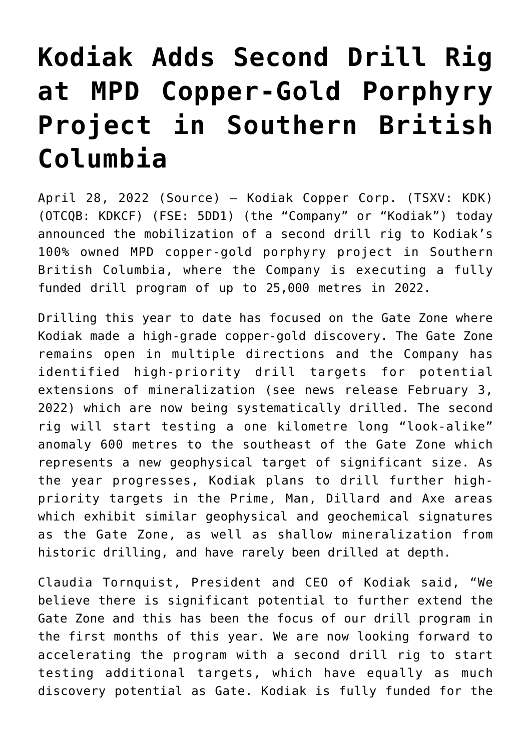# Kodiak Adds Second Drill Rig at MPD Copper-Gold Porphyry Project in Southern British Columbia

April 28, 2022 (Source) — Kodiak Copper Corp. (TSXV: KDK) (OTCQB: KDKCF) (FSE: 5DD1) (the "Company" or "Kodiak") today announced the mobilization of a second drill rig to Kodiak's 100% owned MPD copper-gold porphyry project in Southern British Columbia, where the Company is executing a fully funded drill program of up to 25,000 metres in 2022.

Drilling this year to date has focused on the Gate Zone where Kodiak made a high-grade copper-gold discovery. The Gate Zone remains open in multiple directions and the Company has identified high-priority drill targets for potential extensions of mineralization (see news release February 3, 2022) which are now being systematically drilled. The second rig will start testing a one kilometre long "look-alike" anomaly 600 metres to the southeast of the Gate Zone which represents a new geophysical target of significant size. As the year progresses, Kodiak plans to drill further high-priority targets in the Prime, Man, Dillard and Axe areas which exhibit similar geophysical and geochemical signatures as the Gate Zone, as well as shallow mineralization from historic drilling, and have rarely been drilled at depth.

Claudia Tornquist, President and CEO of Kodiak said, "We believe there is significant potential to further extend the Gate Zone and this has been the focus of our drill program in the first months of this year. We are now looking forward to accelerating the program with a second drill rig to start testing additional targets, which have equally as much discovery potential as Gate. Kodiak is fully funded for the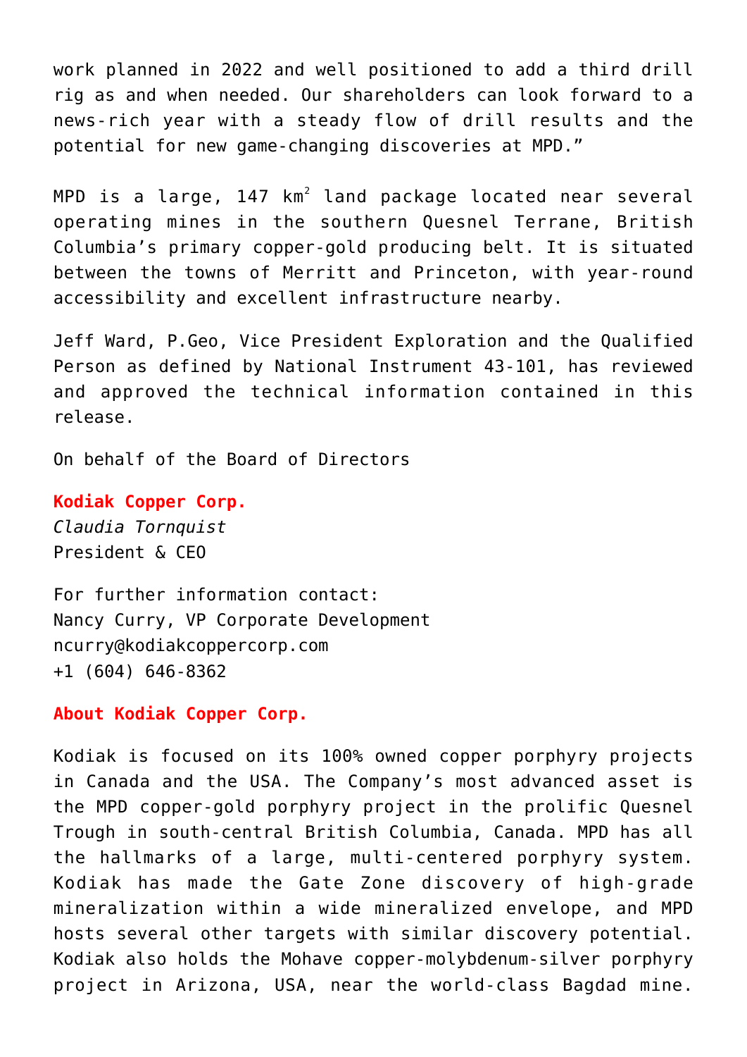work planned in 2022 and well positioned to add a third drill rig as and when needed. Our shareholders can look forward to a news-rich year with a steady flow of drill results and the potential for new game-changing discoveries at MPD."

MPD is a large, 147 $km^2$ land package located near several operating mines in the southern Quesnel Terrane, British Columbia's primary copper-gold producing belt. It is situated between the towns of Merritt and Princeton, with year-round accessibility and excellent infrastructure nearby.

Jeff Ward, P.Geo, Vice President Exploration and the Qualified Person as defined by National Instrument 43-101, has reviewed and approved the technical information contained in this release.

On behalf of the Board of Directors

**Kodiak Copper Corp.**
*Claudia Tornquist*
President & CEO

For further information contact:
Nancy Curry, VP Corporate Development
ncurry@kodiakcoppercorp.com
+1 (604) 646-8362

**About Kodiak Copper Corp.**

Kodiak is focused on its 100% owned copper porphyry projects in Canada and the USA. The Company's most advanced asset is the MPD copper-gold porphyry project in the prolific Quesnel Trough in south-central British Columbia, Canada. MPD has all the hallmarks of a large, multi-centered porphyry system. Kodiak has made the Gate Zone discovery of high-grade mineralization within a wide mineralized envelope, and MPD hosts several other targets with similar discovery potential. Kodiak also holds the Mohave copper-molybdenum-silver porphyry project in Arizona, USA, near the world-class Bagdad mine.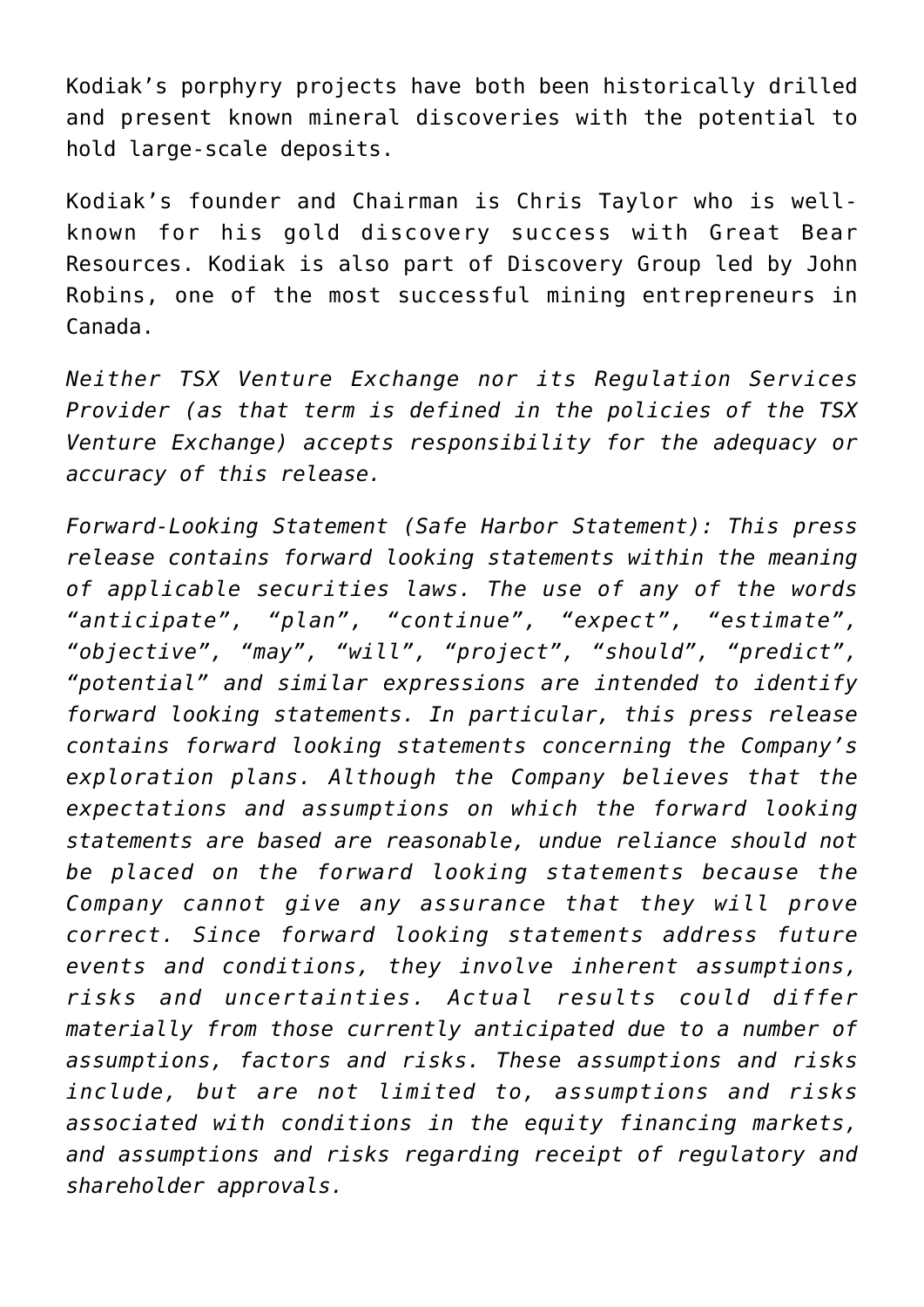Kodiak's porphyry projects have both been historically drilled and present known mineral discoveries with the potential to hold large-scale deposits.

Kodiak's founder and Chairman is Chris Taylor who is well-known for his gold discovery success with Great Bear Resources. Kodiak is also part of Discovery Group led by John Robins, one of the most successful mining entrepreneurs in Canada.

*Neither TSX Venture Exchange nor its Regulation Services Provider (as that term is defined in the policies of the TSX Venture Exchange) accepts responsibility for the adequacy or accuracy of this release.*

*Forward-Looking Statement (Safe Harbor Statement): This press release contains forward looking statements within the meaning of applicable securities laws. The use of any of the words "anticipate", "plan", "continue", "expect", "estimate", "objective", "may", "will", "project", "should", "predict", "potential" and similar expressions are intended to identify forward looking statements. In particular, this press release contains forward looking statements concerning the Company's exploration plans. Although the Company believes that the expectations and assumptions on which the forward looking statements are based are reasonable, undue reliance should not be placed on the forward looking statements because the Company cannot give any assurance that they will prove correct. Since forward looking statements address future events and conditions, they involve inherent assumptions, risks and uncertainties. Actual results could differ materially from those currently anticipated due to a number of assumptions, factors and risks. These assumptions and risks include, but are not limited to, assumptions and risks associated with conditions in the equity financing markets, and assumptions and risks regarding receipt of regulatory and shareholder approvals.*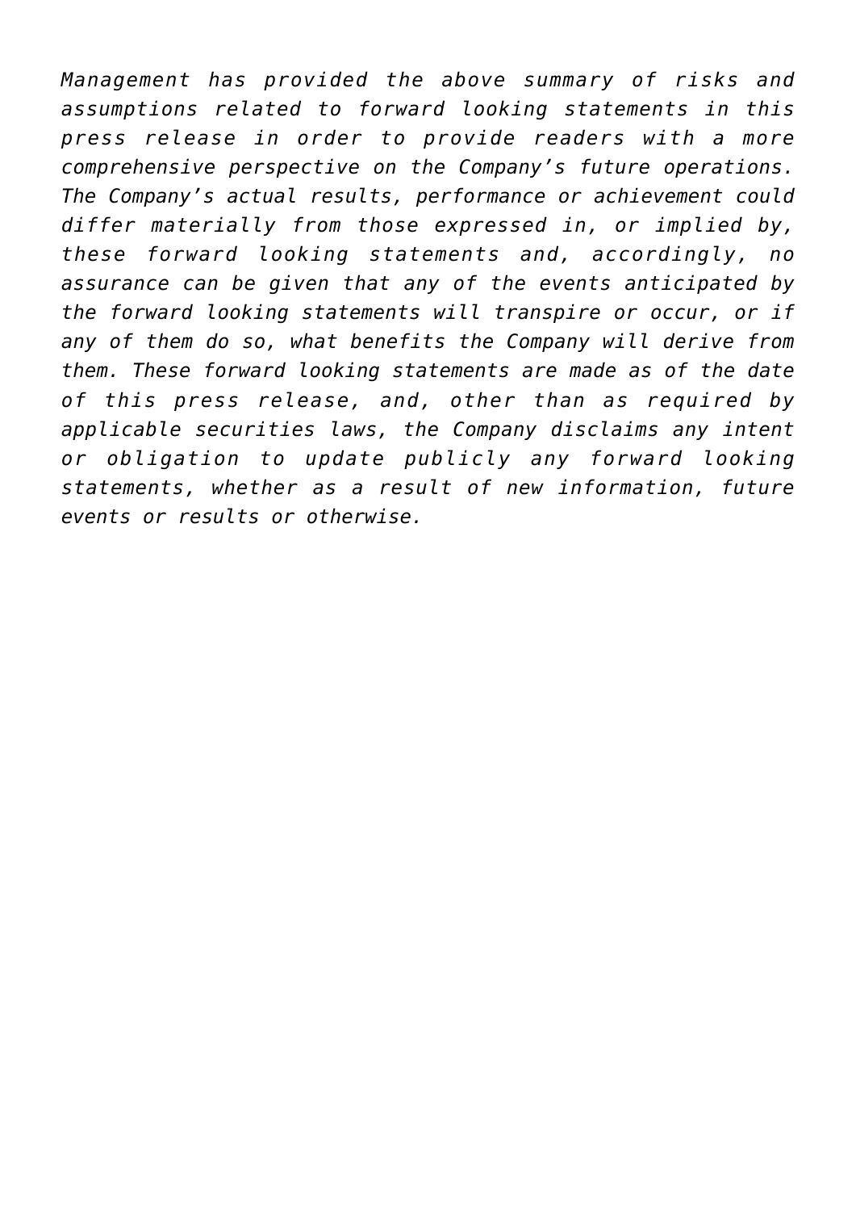*Management has provided the above summary of risks and assumptions related to forward looking statements in this press release in order to provide readers with a more comprehensive perspective on the Company's future operations. The Company's actual results, performance or achievement could differ materially from those expressed in, or implied by, these forward looking statements and, accordingly, no assurance can be given that any of the events anticipated by the forward looking statements will transpire or occur, or if any of them do so, what benefits the Company will derive from them. These forward looking statements are made as of the date of this press release, and, other than as required by applicable securities laws, the Company disclaims any intent or obligation to update publicly any forward looking statements, whether as a result of new information, future events or results or otherwise.*